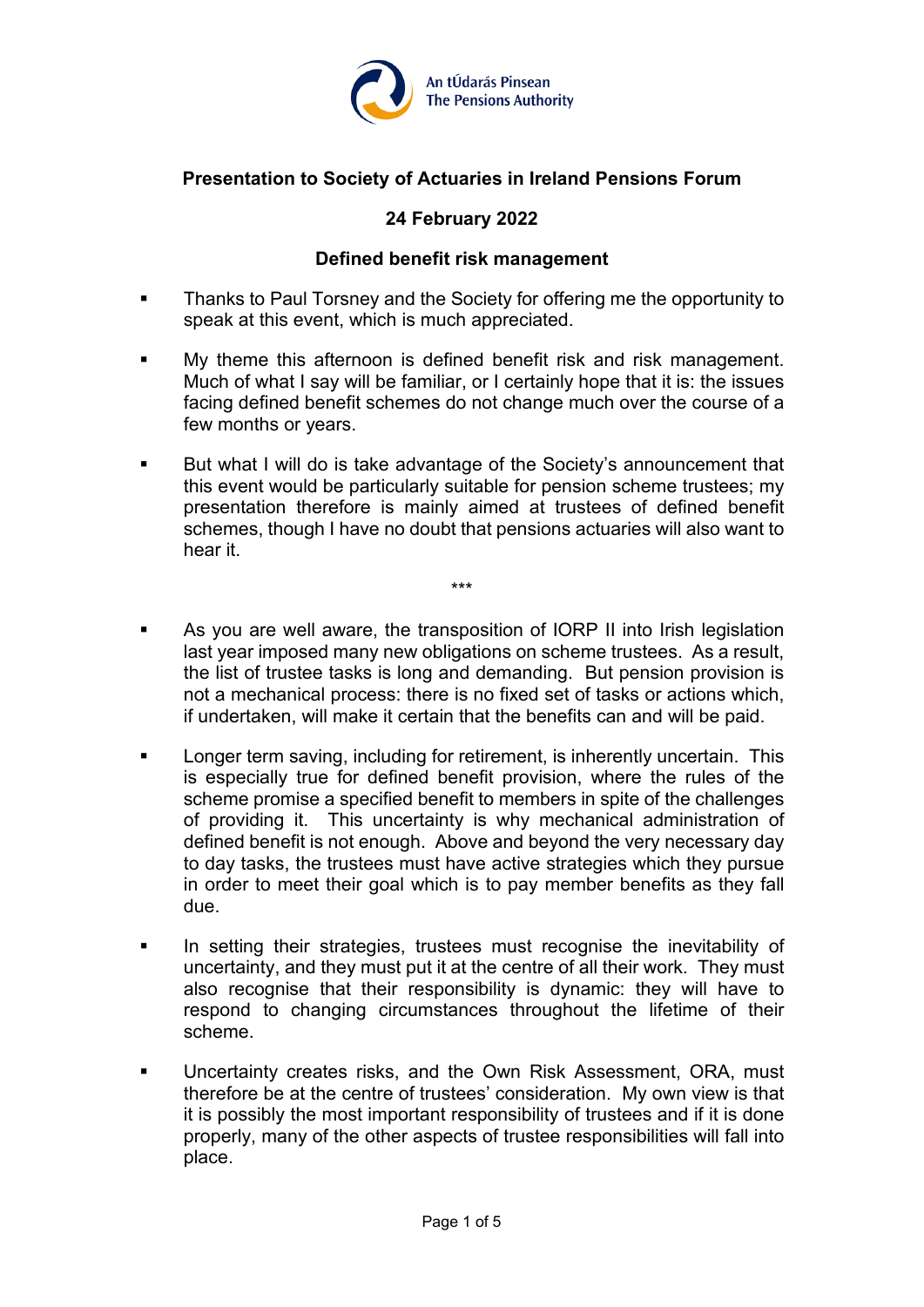An tÚdarás Pinsean
The Pensions Authority

**Presentation to Society of Actuaries in Ireland Pensions Forum**

**24 February 2022**

**Defined benefit risk management**

- Thanks to Paul Torsney and the Society for offering me the opportunity to speak at this event, which is much appreciated.

- My theme this afternoon is defined benefit risk and risk management. Much of what I say will be familiar, or I certainly hope that it is: the issues facing defined benefit schemes do not change much over the course of a few months or years.

- But what I will do is take advantage of the Society's announcement that this event would be particularly suitable for pension scheme trustees; my presentation therefore is mainly aimed at trustees of defined benefit schemes, though I have no doubt that pensions actuaries will also want to hear it.

\*\*\*

- As you are well aware, the transposition of IORP II into Irish legislation last year imposed many new obligations on scheme trustees. As a result, the list of trustee tasks is long and demanding. But pension provision is not a mechanical process: there is no fixed set of tasks or actions which, if undertaken, will make it certain that the benefits can and will be paid.

- Longer term saving, including for retirement, is inherently uncertain. This is especially true for defined benefit provision, where the rules of the scheme promise a specified benefit to members in spite of the challenges of providing it. This uncertainty is why mechanical administration of defined benefit is not enough. Above and beyond the very necessary day to day tasks, the trustees must have active strategies which they pursue in order to meet their goal which is to pay member benefits as they fall due.

- In setting their strategies, trustees must recognise the inevitability of uncertainty, and they must put it at the centre of all their work. They must also recognise that their responsibility is dynamic: they will have to respond to changing circumstances throughout the lifetime of their scheme.

- Uncertainty creates risks, and the Own Risk Assessment, ORA, must therefore be at the centre of trustees' consideration. My own view is that it is possibly the most important responsibility of trustees and if it is done properly, many of the other aspects of trustee responsibilities will fall into place.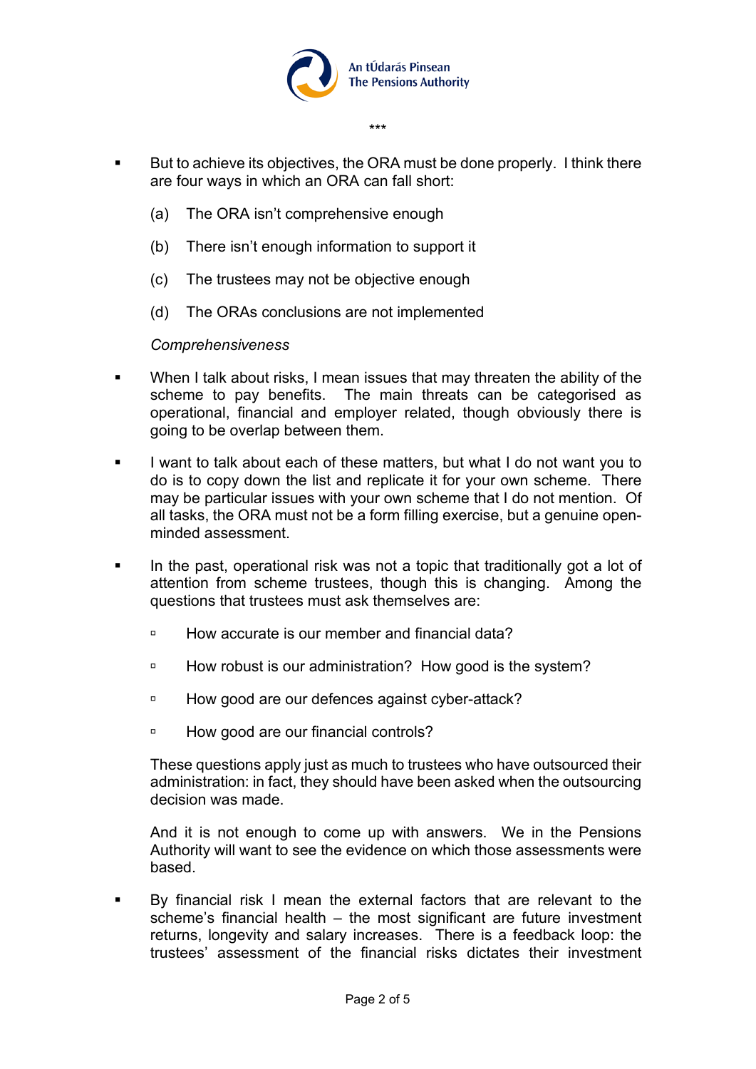\*\*\*

- But to achieve its objectives, the ORA must be done properly. I think there are four ways in which an ORA can fall short:

  (a) The ORA isn't comprehensive enough

  (b) There isn't enough information to support it

  (c) The trustees may not be objective enough

  (d) The ORAs conclusions are not implemented

  *Comprehensiveness*

- When I talk about risks, I mean issues that may threaten the ability of the scheme to pay benefits. The main threats can be categorised as operational, financial and employer related, though obviously there is going to be overlap between them.

- I want to talk about each of these matters, but what I do not want you to do is to copy down the list and replicate it for your own scheme. There may be particular issues with your own scheme that I do not mention. Of all tasks, the ORA must not be a form filling exercise, but a genuine open-minded assessment.

- In the past, operational risk was not a topic that traditionally got a lot of attention from scheme trustees, though this is changing. Among the questions that trustees must ask themselves are:

  - How accurate is our member and financial data?
  - How robust is our administration? How good is the system?
  - How good are our defences against cyber-attack?
  - How good are our financial controls?

  These questions apply just as much to trustees who have outsourced their administration: in fact, they should have been asked when the outsourcing decision was made.

  And it is not enough to come up with answers. We in the Pensions Authority will want to see the evidence on which those assessments were based.

- By financial risk I mean the external factors that are relevant to the scheme's financial health – the most significant are future investment returns, longevity and salary increases. There is a feedback loop: the trustees' assessment of the financial risks dictates their investment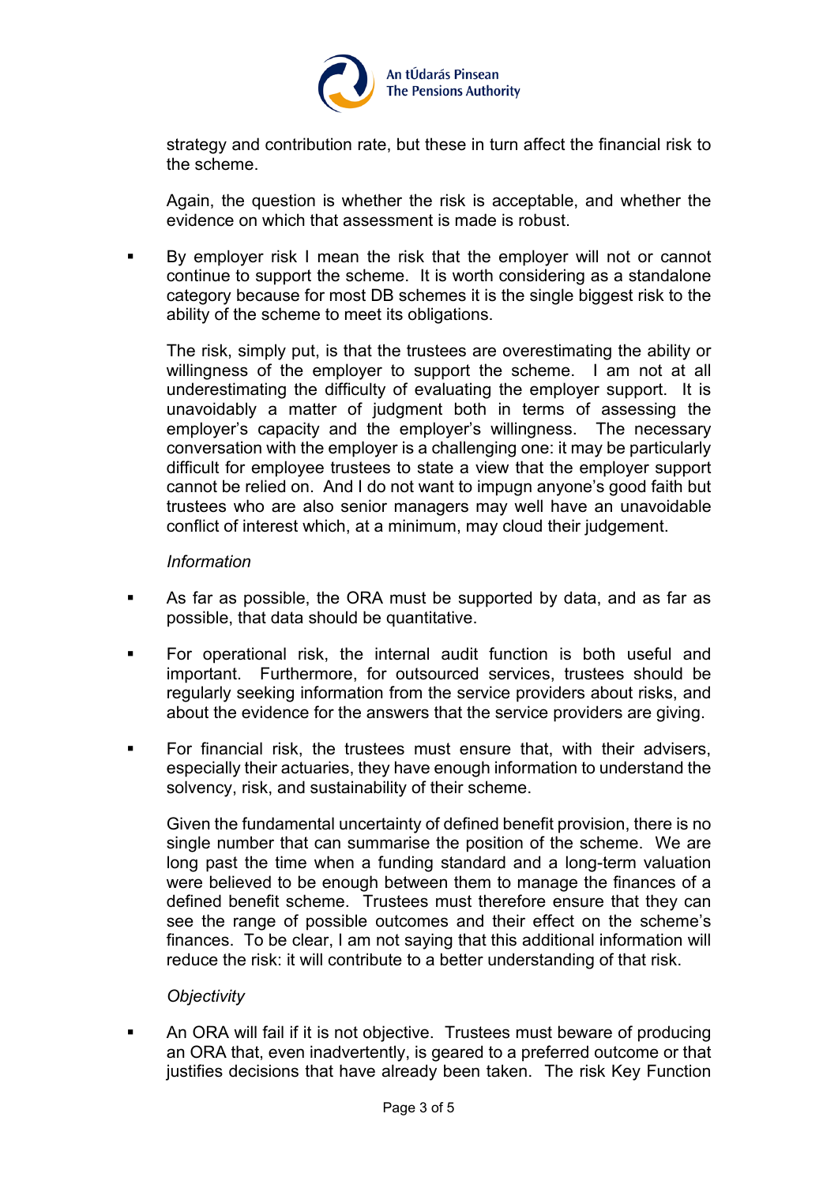strategy and contribution rate, but these in turn affect the financial risk to the scheme.

Again, the question is whether the risk is acceptable, and whether the evidence on which that assessment is made is robust.

- By employer risk I mean the risk that the employer will not or cannot continue to support the scheme. It is worth considering as a standalone category because for most DB schemes it is the single biggest risk to the ability of the scheme to meet its obligations.

  The risk, simply put, is that the trustees are overestimating the ability or willingness of the employer to support the scheme. I am not at all underestimating the difficulty of evaluating the employer support. It is unavoidably a matter of judgment both in terms of assessing the employer's capacity and the employer's willingness. The necessary conversation with the employer is a challenging one: it may be particularly difficult for employee trustees to state a view that the employer support cannot be relied on. And I do not want to impugn anyone's good faith but trustees who are also senior managers may well have an unavoidable conflict of interest which, at a minimum, may cloud their judgement.

*Information*

- As far as possible, the ORA must be supported by data, and as far as possible, that data should be quantitative.

- For operational risk, the internal audit function is both useful and important. Furthermore, for outsourced services, trustees should be regularly seeking information from the service providers about risks, and about the evidence for the answers that the service providers are giving.

- For financial risk, the trustees must ensure that, with their advisers, especially their actuaries, they have enough information to understand the solvency, risk, and sustainability of their scheme.

  Given the fundamental uncertainty of defined benefit provision, there is no single number that can summarise the position of the scheme. We are long past the time when a funding standard and a long-term valuation were believed to be enough between them to manage the finances of a defined benefit scheme. Trustees must therefore ensure that they can see the range of possible outcomes and their effect on the scheme's finances. To be clear, I am not saying that this additional information will reduce the risk: it will contribute to a better understanding of that risk.

*Objectivity*

- An ORA will fail if it is not objective. Trustees must beware of producing an ORA that, even inadvertently, is geared to a preferred outcome or that justifies decisions that have already been taken. The risk Key Function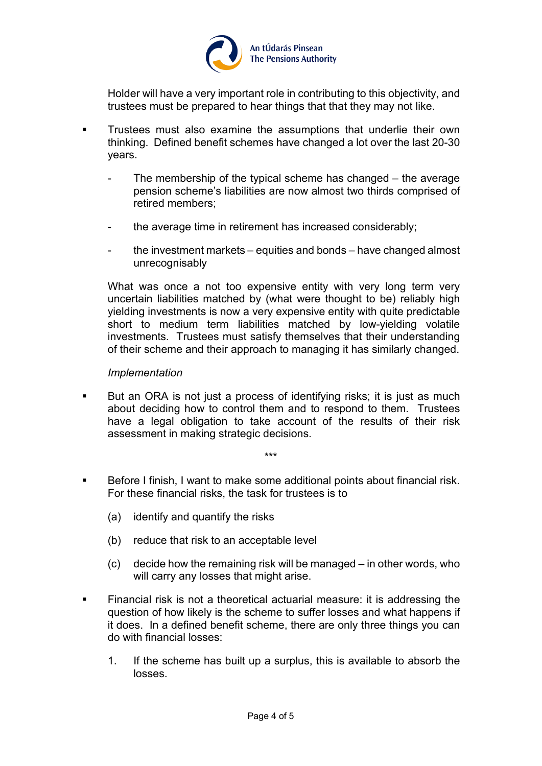Holder will have a very important role in contributing to this objectivity, and trustees must be prepared to hear things that that they may not like.

- Trustees must also examine the assumptions that underlie their own thinking. Defined benefit schemes have changed a lot over the last 20-30 years.

  - The membership of the typical scheme has changed – the average pension scheme's liabilities are now almost two thirds comprised of retired members;

  - the average time in retirement has increased considerably;

  - the investment markets – equities and bonds – have changed almost unrecognisably

  What was once a not too expensive entity with very long term very uncertain liabilities matched by (what were thought to be) reliably high yielding investments is now a very expensive entity with quite predictable short to medium term liabilities matched by low-yielding volatile investments. Trustees must satisfy themselves that their understanding of their scheme and their approach to managing it has similarly changed.

  *Implementation*

- But an ORA is not just a process of identifying risks; it is just as much about deciding how to control them and to respond to them. Trustees have a legal obligation to take account of the results of their risk assessment in making strategic decisions.

\*\*\*

- Before I finish, I want to make some additional points about financial risk. For these financial risks, the task for trustees is to

  (a) identify and quantify the risks

  (b) reduce that risk to an acceptable level

  (c) decide how the remaining risk will be managed – in other words, who will carry any losses that might arise.

- Financial risk is not a theoretical actuarial measure: it is addressing the question of how likely is the scheme to suffer losses and what happens if it does. In a defined benefit scheme, there are only three things you can do with financial losses:

  1. If the scheme has built up a surplus, this is available to absorb the losses.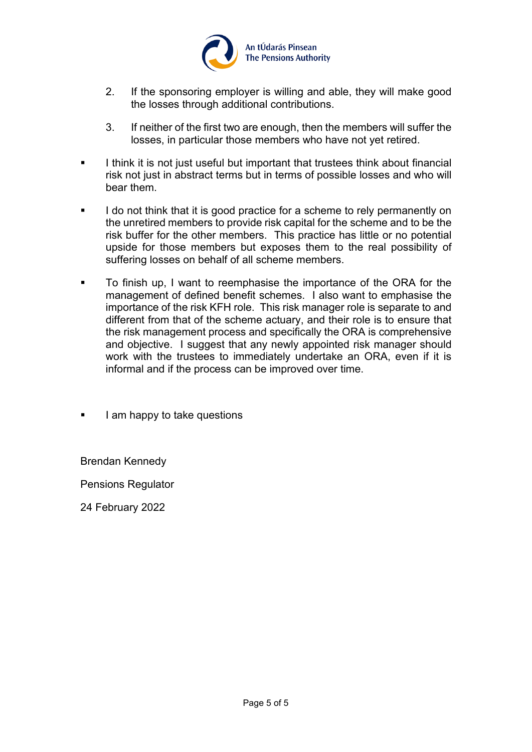2. If the sponsoring employer is willing and able, they will make good the losses through additional contributions.

3. If neither of the first two are enough, then the members will suffer the losses, in particular those members who have not yet retired.

- I think it is not just useful but important that trustees think about financial risk not just in abstract terms but in terms of possible losses and who will bear them.

- I do not think that it is good practice for a scheme to rely permanently on the unretired members to provide risk capital for the scheme and to be the risk buffer for the other members. This practice has little or no potential upside for those members but exposes them to the real possibility of suffering losses on behalf of all scheme members.

- To finish up, I want to reemphasise the importance of the ORA for the management of defined benefit schemes. I also want to emphasise the importance of the risk KFH role. This risk manager role is separate to and different from that of the scheme actuary, and their role is to ensure that the risk management process and specifically the ORA is comprehensive and objective. I suggest that any newly appointed risk manager should work with the trustees to immediately undertake an ORA, even if it is informal and if the process can be improved over time.

- I am happy to take questions

Brendan Kennedy

Pensions Regulator

24 February 2022